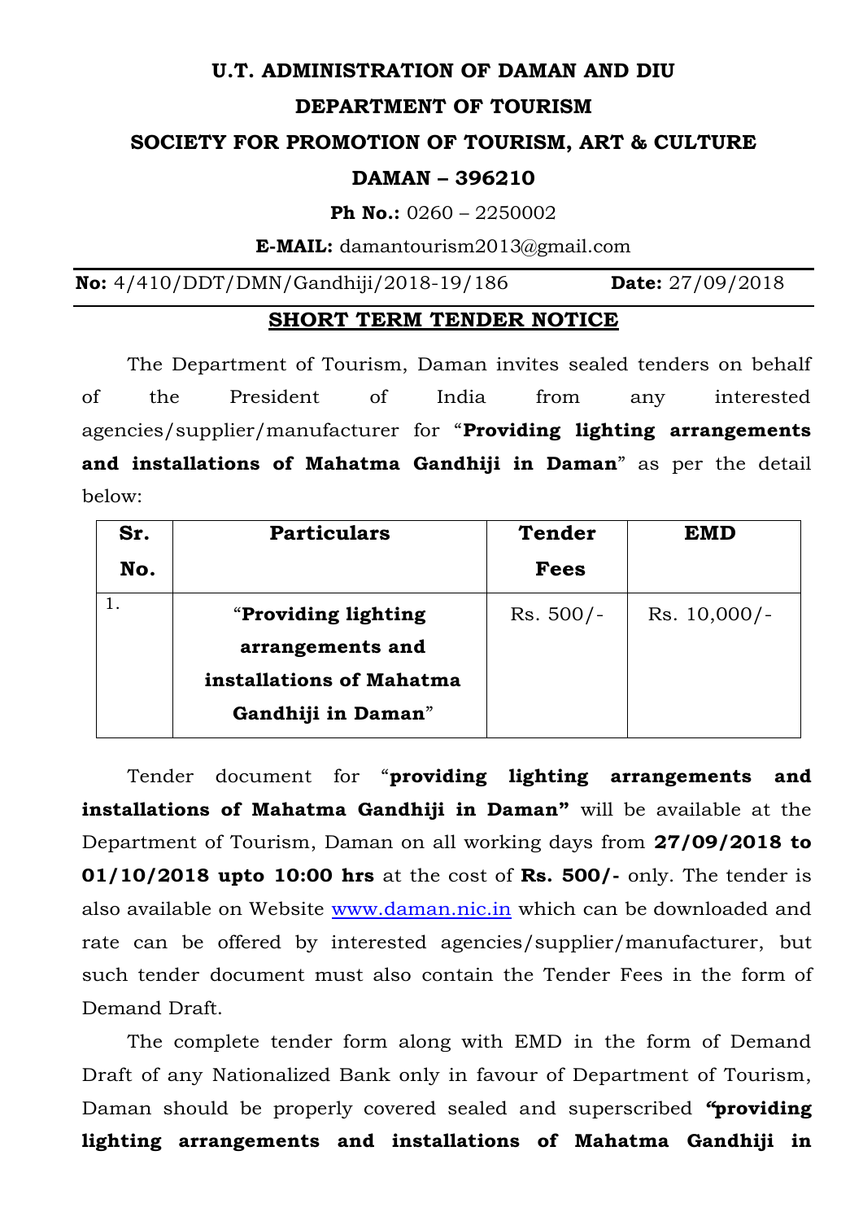# U.T. ADMINISTRATION OF DAMAN AND DIU

## DEPARTMENT OF TOURISM

## SOCIETY FOR PROMOTION OF TOURISM, ART & CULTURE

## DAMAN – 396210

**Ph No.:** 0260 – 2250002

**E-MAIL:** damantourism2013@gmail.com

**No:** 4/410/DDT/DMN/Gandhiji/2018-19/186 **Date:** 27/09/2018

**SHORT TERM TENDER NOTICE**

The Department of Tourism, Daman invites sealed tenders on behalf of the President of India from any interested agencies/supplier/manufacturer for "**Providing lighting arrangements and installations of Mahatma Gandhiji in Daman**" as per the detail below:

| Sr. No. | Particulars | Tender Fees | EMD |
|---|---|---|---|
| 1. | "**Providing lighting arrangements and installations of Mahatma Gandhiji in Daman**" | Rs. 500/- | Rs. 10,000/- |

Tender document for "**providing lighting arrangements and installations of Mahatma Gandhiji in Daman"** will be available at the Department of Tourism, Daman on all working days from **27/09/2018 to 01/10/2018 upto 10:00 hrs** at the cost of **Rs. 500/-** only. The tender is also available on Website www.daman.nic.in which can be downloaded and rate can be offered by interested agencies/supplier/manufacturer, but such tender document must also contain the Tender Fees in the form of Demand Draft.

The complete tender form along with EMD in the form of Demand Draft of any Nationalized Bank only in favour of Department of Tourism, Daman should be properly covered sealed and superscribed **"providing lighting arrangements and installations of Mahatma Gandhiji in**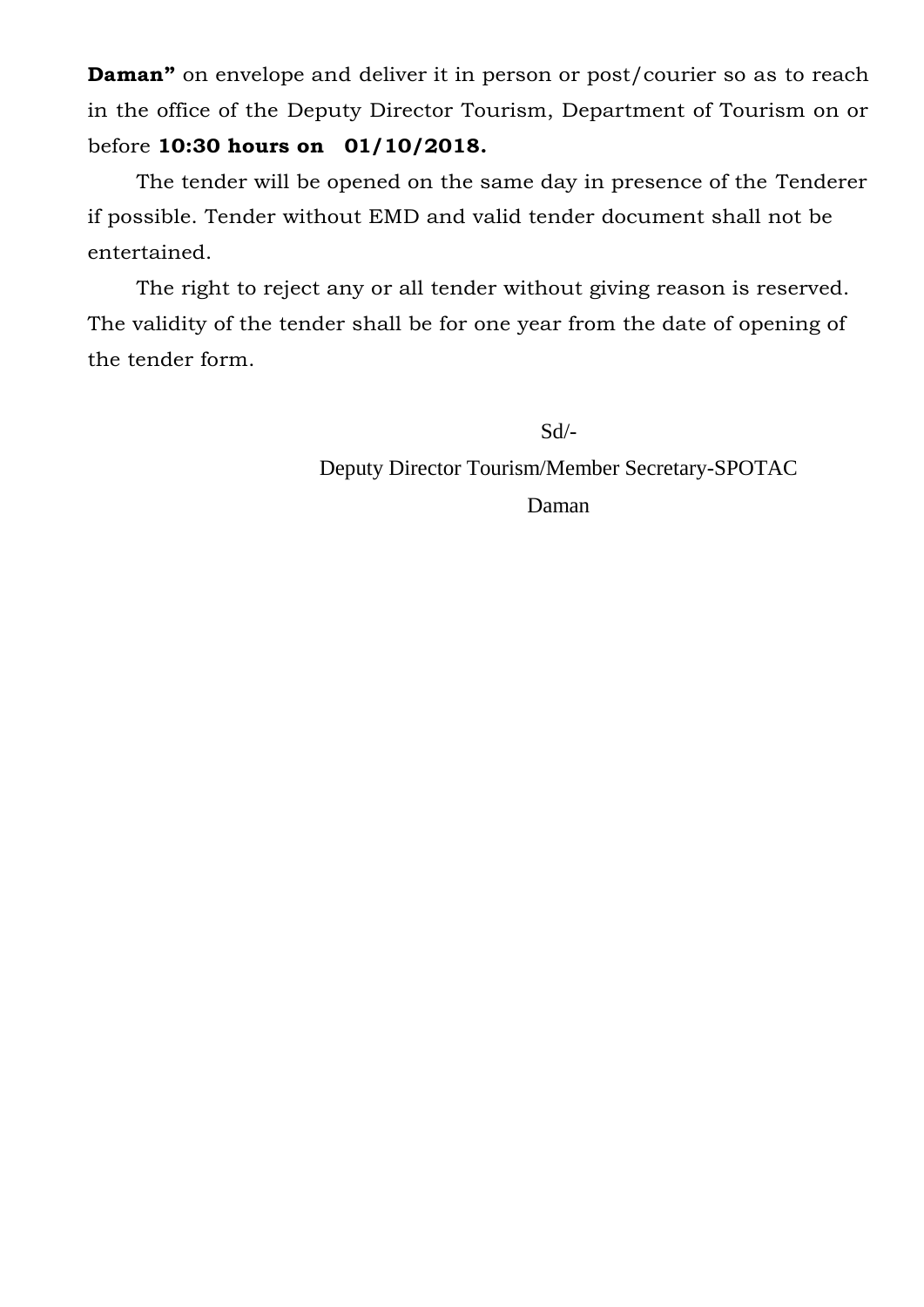**Daman"** on envelope and deliver it in person or post/courier so as to reach in the office of the Deputy Director Tourism, Department of Tourism on or before **10:30 hours on 01/10/2018.**

The tender will be opened on the same day in presence of the Tenderer if possible. Tender without EMD and valid tender document shall not be entertained.

The right to reject any or all tender without giving reason is reserved. The validity of the tender shall be for one year from the date of opening of the tender form.

Sd/-

Deputy Director Tourism/Member Secretary-SPOTAC

Daman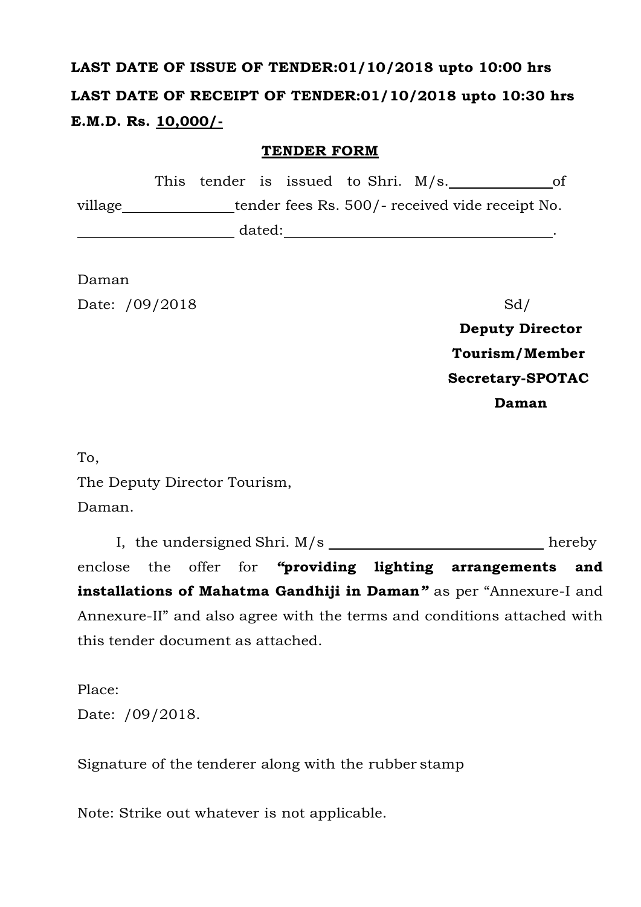**LAST DATE OF ISSUE OF TENDER:01/10/2018 upto 10:00 hrs**

**LAST DATE OF RECEIPT OF TENDER:01/10/2018 upto 10:30 hrs**

**E.M.D. Rs. <u>10,000/-</u>**

## TENDER FORM

This tender is issued to Shri. M/s.______________of village________________tender fees Rs. 500/- received vide receipt No. ______________________ dated:_____________________________________.

Daman

Date: /09/2018

Sd/

**Deputy Director Tourism/Member Secretary-SPOTAC Daman**

To,

The Deputy Director Tourism,

Daman.

I, the undersigned Shri. M/s ________________________________ hereby enclose the offer for ***"providing lighting arrangements and installations of Mahatma Gandhiji in Daman"*** as per "Annexure-I and Annexure-II" and also agree with the terms and conditions attached with this tender document as attached.

Place:

Date: /09/2018.

Signature of the tenderer along with the rubber stamp

Note: Strike out whatever is not applicable.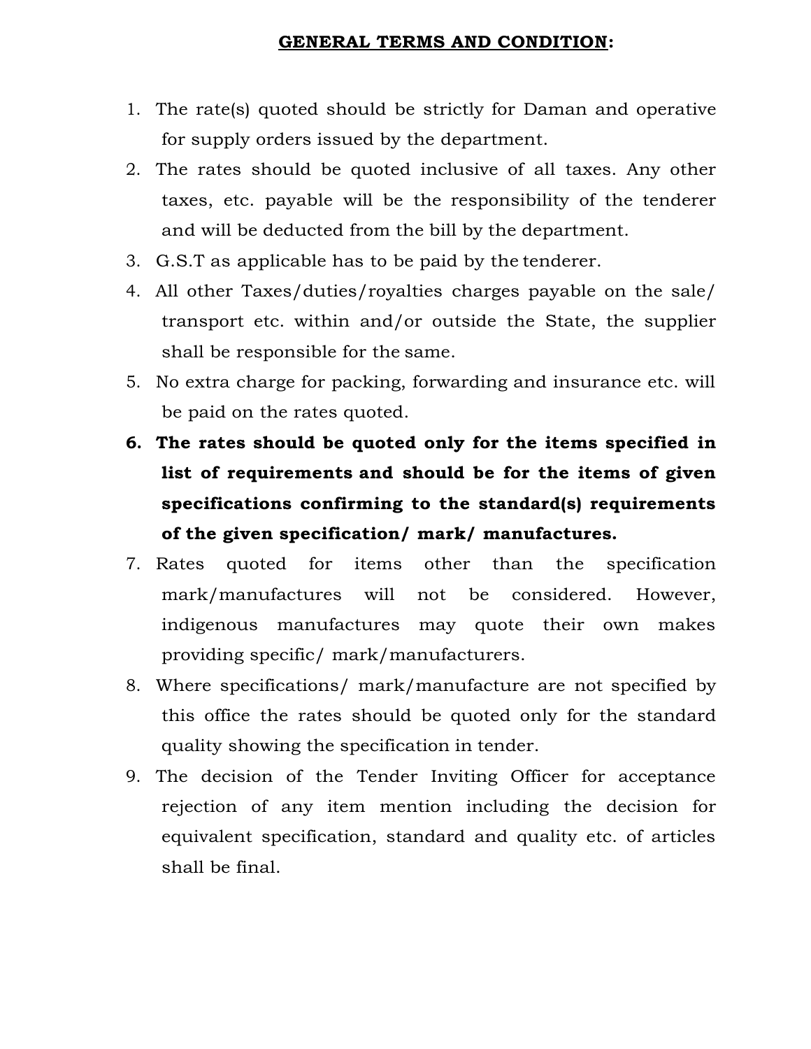## **GENERAL TERMS AND CONDITION:**

1. The rate(s) quoted should be strictly for Daman and operative for supply orders issued by the department.
2. The rates should be quoted inclusive of all taxes. Any other taxes, etc. payable will be the responsibility of the tenderer and will be deducted from the bill by the department.
3. G.S.T as applicable has to be paid by the tenderer.
4. All other Taxes/duties/royalties charges payable on the sale/ transport etc. within and/or outside the State, the supplier shall be responsible for the same.
5. No extra charge for packing, forwarding and insurance etc. will be paid on the rates quoted.
6. **The rates should be quoted only for the items specified in list of requirements and should be for the items of given specifications confirming to the standard(s) requirements of the given specification/ mark/ manufactures.**
7. Rates quoted for items other than the specification mark/manufactures will not be considered. However, indigenous manufactures may quote their own makes providing specific/ mark/manufacturers.
8. Where specifications/ mark/manufacture are not specified by this office the rates should be quoted only for the standard quality showing the specification in tender.
9. The decision of the Tender Inviting Officer for acceptance rejection of any item mention including the decision for equivalent specification, standard and quality etc. of articles shall be final.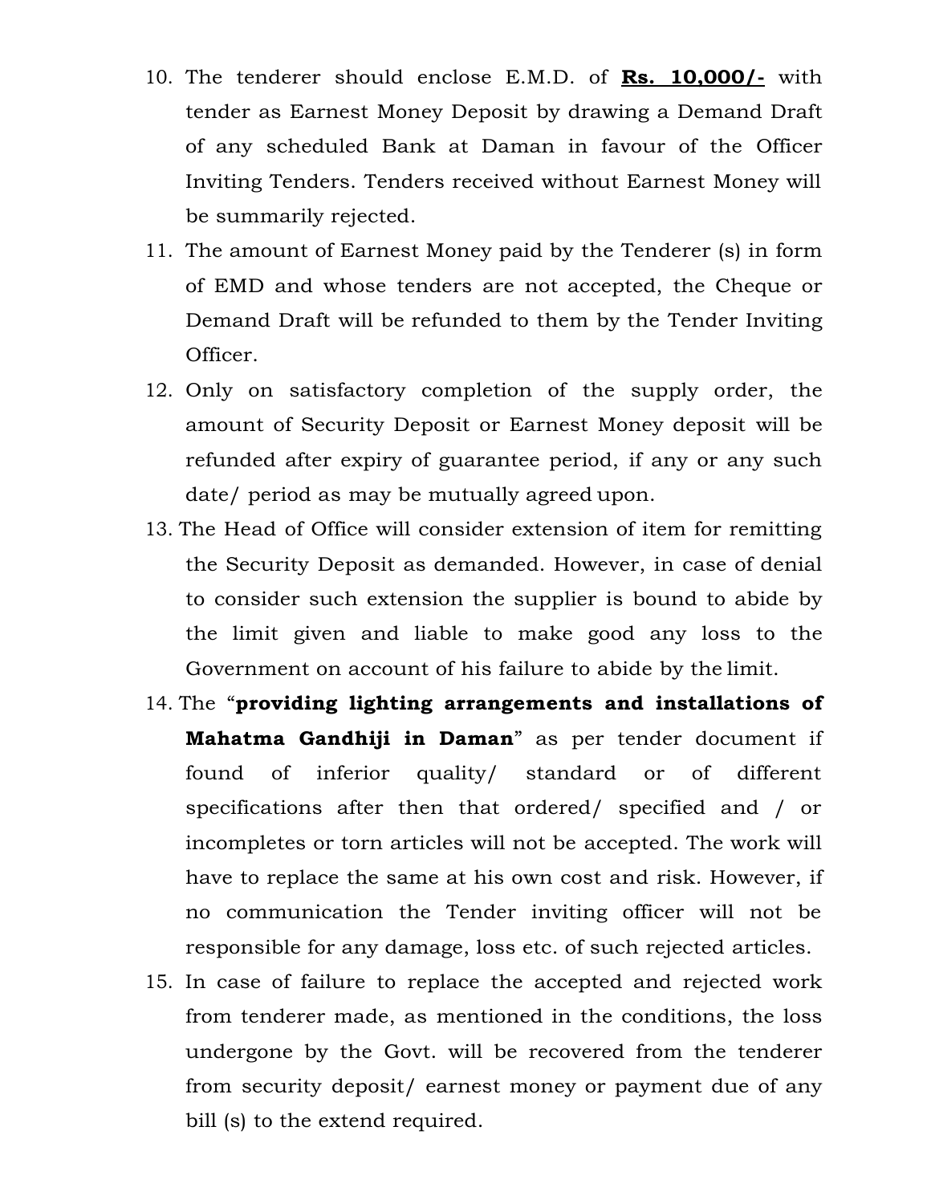10. The tenderer should enclose E.M.D. of **Rs. 10,000/-** with tender as Earnest Money Deposit by drawing a Demand Draft of any scheduled Bank at Daman in favour of the Officer Inviting Tenders. Tenders received without Earnest Money will be summarily rejected.
11. The amount of Earnest Money paid by the Tenderer (s) in form of EMD and whose tenders are not accepted, the Cheque or Demand Draft will be refunded to them by the Tender Inviting Officer.
12. Only on satisfactory completion of the supply order, the amount of Security Deposit or Earnest Money deposit will be refunded after expiry of guarantee period, if any or any such date/ period as may be mutually agreed upon.
13. The Head of Office will consider extension of item for remitting the Security Deposit as demanded. However, in case of denial to consider such extension the supplier is bound to abide by the limit given and liable to make good any loss to the Government on account of his failure to abide by the limit.
14. The "**providing lighting arrangements and installations of Mahatma Gandhiji in Daman**" as per tender document if found of inferior quality/ standard or of different specifications after then that ordered/ specified and / or incompletes or torn articles will not be accepted. The work will have to replace the same at his own cost and risk. However, if no communication the Tender inviting officer will not be responsible for any damage, loss etc. of such rejected articles.
15. In case of failure to replace the accepted and rejected work from tenderer made, as mentioned in the conditions, the loss undergone by the Govt. will be recovered from the tenderer from security deposit/ earnest money or payment due of any bill (s) to the extend required.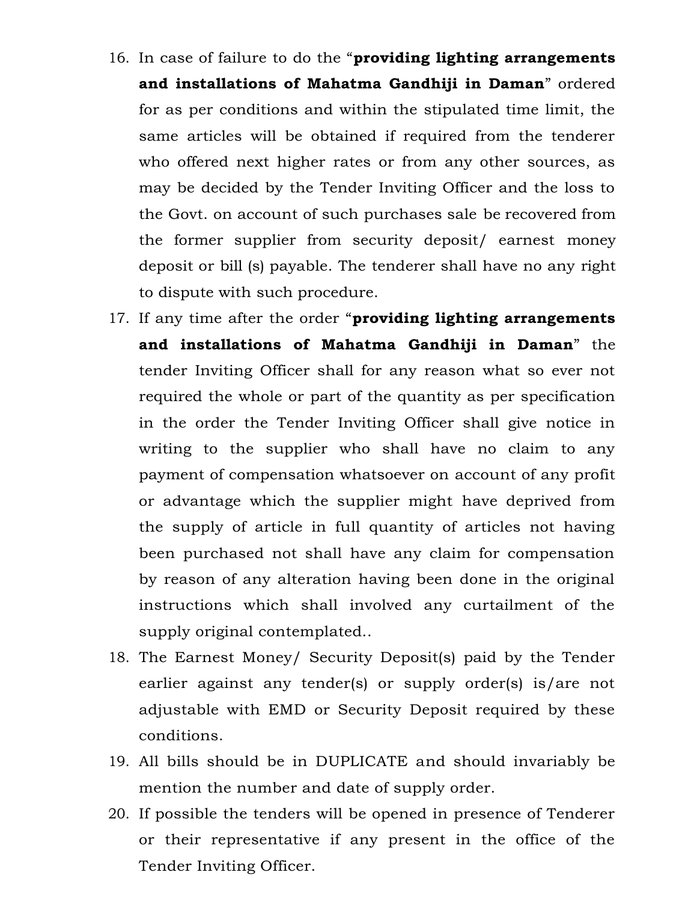16. In case of failure to do the "**providing lighting arrangements and installations of Mahatma Gandhiji in Daman**" ordered for as per conditions and within the stipulated time limit, the same articles will be obtained if required from the tenderer who offered next higher rates or from any other sources, as may be decided by the Tender Inviting Officer and the loss to the Govt. on account of such purchases sale be recovered from the former supplier from security deposit/ earnest money deposit or bill (s) payable. The tenderer shall have no any right to dispute with such procedure.
17. If any time after the order "**providing lighting arrangements and installations of Mahatma Gandhiji in Daman**" the tender Inviting Officer shall for any reason what so ever not required the whole or part of the quantity as per specification in the order the Tender Inviting Officer shall give notice in writing to the supplier who shall have no claim to any payment of compensation whatsoever on account of any profit or advantage which the supplier might have deprived from the supply of article in full quantity of articles not having been purchased not shall have any claim for compensation by reason of any alteration having been done in the original instructions which shall involved any curtailment of the supply original contemplated..
18. The Earnest Money/ Security Deposit(s) paid by the Tender earlier against any tender(s) or supply order(s) is/are not adjustable with EMD or Security Deposit required by these conditions.
19. All bills should be in DUPLICATE and should invariably be mention the number and date of supply order.
20. If possible the tenders will be opened in presence of Tenderer or their representative if any present in the office of the Tender Inviting Officer.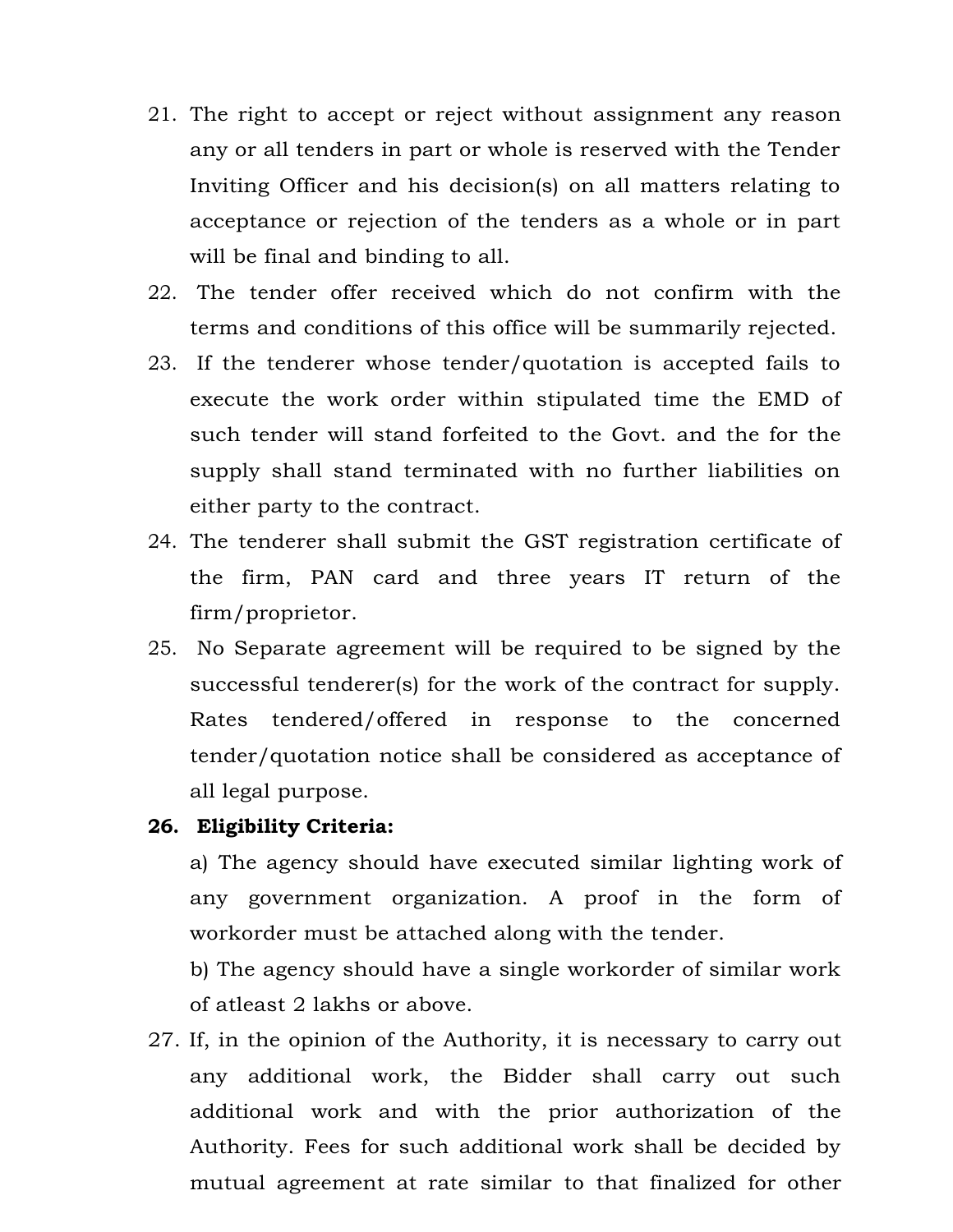21. The right to accept or reject without assignment any reason any or all tenders in part or whole is reserved with the Tender Inviting Officer and his decision(s) on all matters relating to acceptance or rejection of the tenders as a whole or in part will be final and binding to all.
22. The tender offer received which do not confirm with the terms and conditions of this office will be summarily rejected.
23. If the tenderer whose tender/quotation is accepted fails to execute the work order within stipulated time the EMD of such tender will stand forfeited to the Govt. and the for the supply shall stand terminated with no further liabilities on either party to the contract.
24. The tenderer shall submit the GST registration certificate of the firm, PAN card and three years IT return of the firm/proprietor.
25. No Separate agreement will be required to be signed by the successful tenderer(s) for the work of the contract for supply. Rates tendered/offered in response to the concerned tender/quotation notice shall be considered as acceptance of all legal purpose.
26. **Eligibility Criteria:**

    a) The agency should have executed similar lighting work of any government organization. A proof in the form of workorder must be attached along with the tender.

    b) The agency should have a single workorder of similar work of atleast 2 lakhs or above.
27. If, in the opinion of the Authority, it is necessary to carry out any additional work, the Bidder shall carry out such additional work and with the prior authorization of the Authority. Fees for such additional work shall be decided by mutual agreement at rate similar to that finalized for other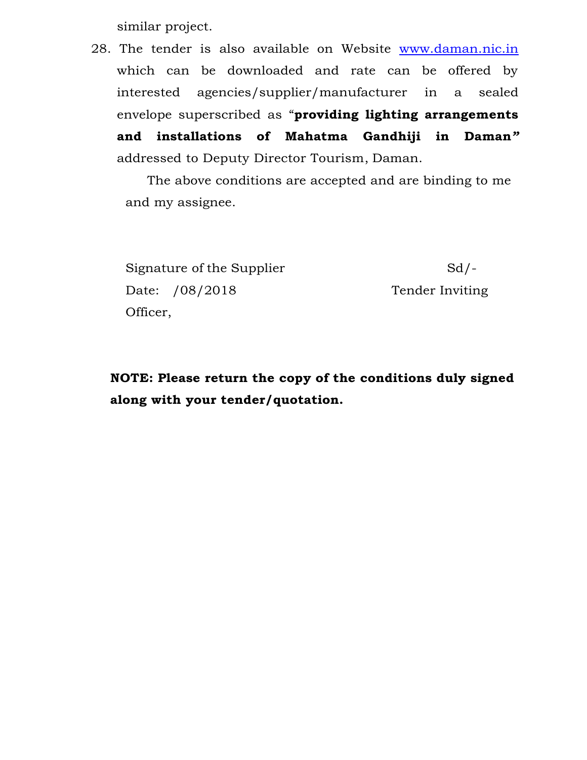similar project.

28. The tender is also available on Website [www.daman.nic.in](http://www.daman.nic.in) which can be downloaded and rate can be offered by interested agencies/supplier/manufacturer in a sealed envelope superscribed as "**providing lighting arrangements and installations of Mahatma Gandhiji in Daman"** addressed to Deputy Director Tourism, Daman.

The above conditions are accepted and are binding to me and my assignee.

Signature of the Supplier                                   Sd/-

Date:   /08/2018                                   Tender Inviting Officer,

**NOTE: Please return the copy of the conditions duly signed along with your tender/quotation.**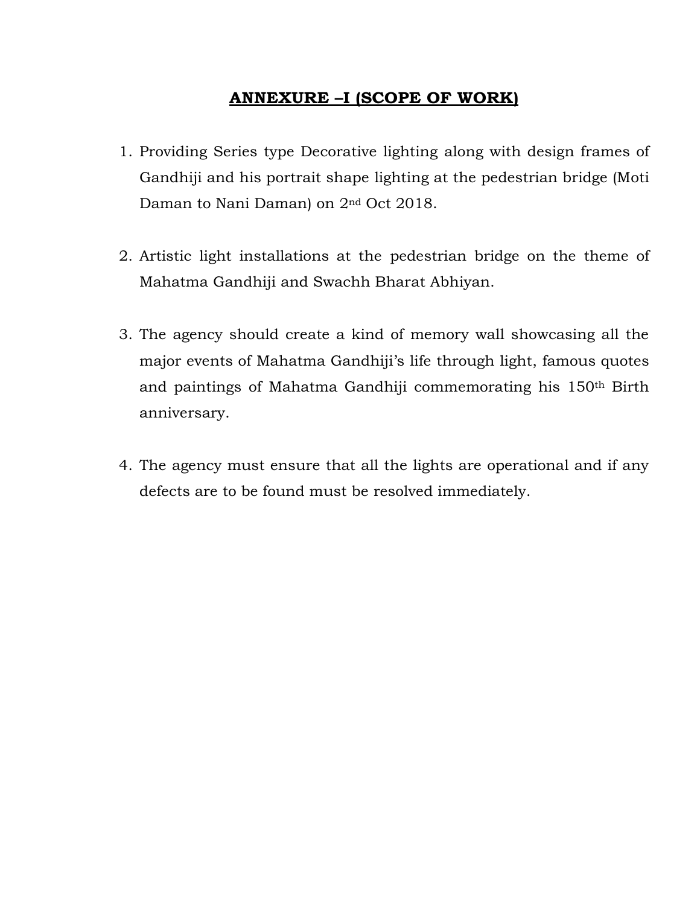## ANNEXURE –I (SCOPE OF WORK)

1. Providing Series type Decorative lighting along with design frames of Gandhiji and his portrait shape lighting at the pedestrian bridge (Moti Daman to Nani Daman) on 2nd Oct 2018.

2. Artistic light installations at the pedestrian bridge on the theme of Mahatma Gandhiji and Swachh Bharat Abhiyan.

3. The agency should create a kind of memory wall showcasing all the major events of Mahatma Gandhiji's life through light, famous quotes and paintings of Mahatma Gandhiji commemorating his 150th Birth anniversary.

4. The agency must ensure that all the lights are operational and if any defects are to be found must be resolved immediately.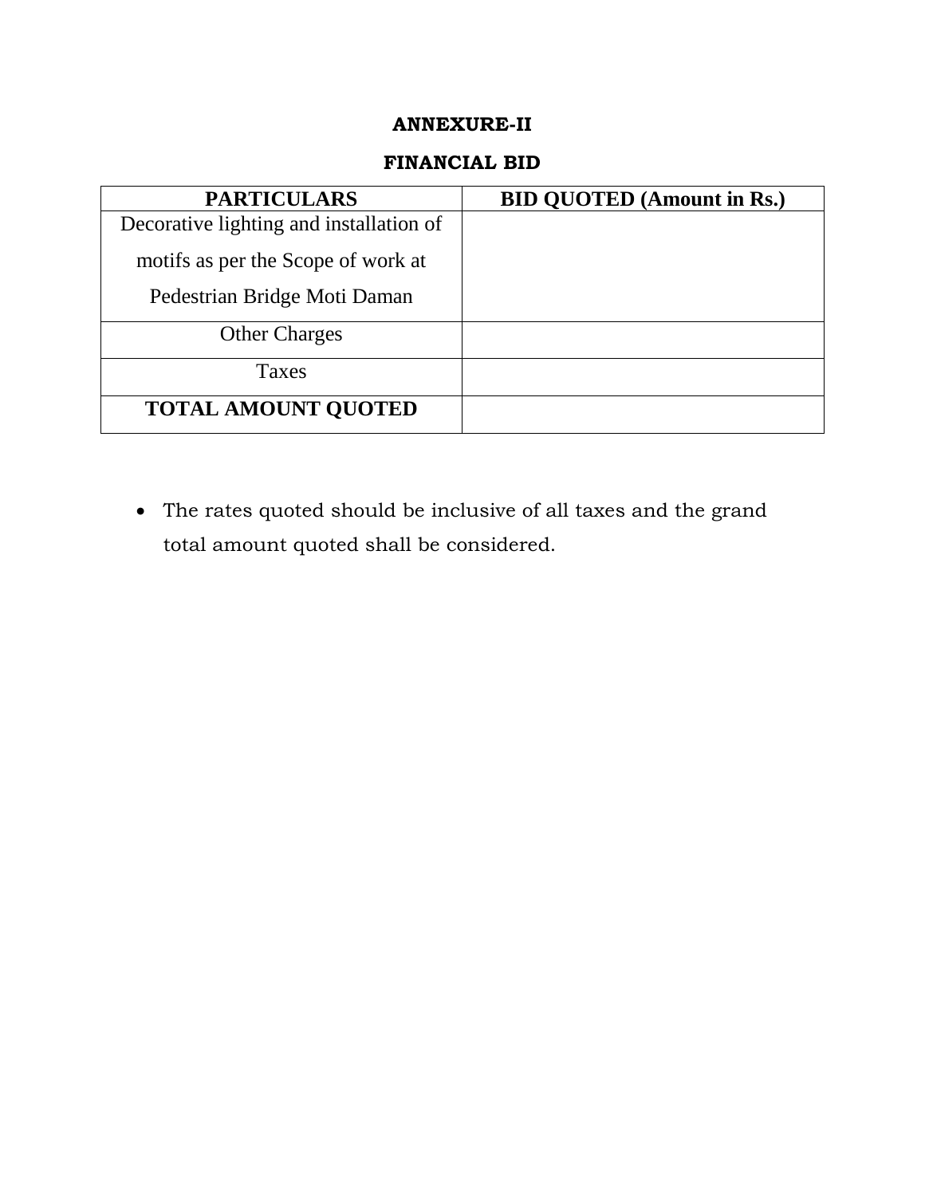**ANNEXURE-II**

**FINANCIAL BID**

| PARTICULARS | BID QUOTED (Amount in Rs.) |
|---|---|
| Decorative lighting and installation of motifs as per the Scope of work at Pedestrian Bridge Moti Daman | |
| Other Charges | |
| Taxes | |
| **TOTAL AMOUNT QUOTED** | |

- The rates quoted should be inclusive of all taxes and the grand total amount quoted shall be considered.